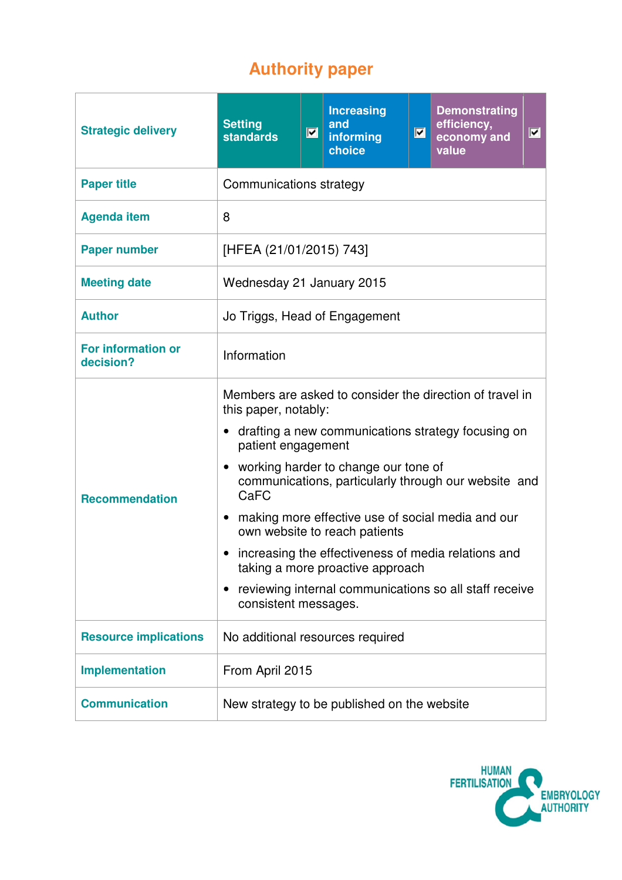# Authority paper

| Strategic delivery | Setting standards | ☑ | Increasing and informing choice | ☑ | Demonstrating efficiency, economy and value | ☑ |
|---|---|---|---|---|---|---|
| **Paper title** | Communications strategy | | | | | |
| **Agenda item** | 8 | | | | | |
| **Paper number** | [HFEA (21/01/2015) 743] | | | | | |
| **Meeting date** | Wednesday 21 January 2015 | | | | | |
| **Author** | Jo Triggs, Head of Engagement | | | | | |
| **For information or decision?** | Information | | | | | |
| **Recommendation** | Members are asked to consider the direction of travel in this paper, notably: <br>• drafting a new communications strategy focusing on patient engagement <br>• working harder to change our tone of communications, particularly through our website and CaFC <br>• making more effective use of social media and our own website to reach patients <br>• increasing the effectiveness of media relations and taking a more proactive approach <br>• reviewing internal communications so all staff receive consistent messages. | | | | | |
| **Resource implications** | No additional resources required | | | | | |
| **Implementation** | From April 2015 | | | | | |
| **Communication** | New strategy to be published on the website | | | | | |

HUMAN FERTILISATION & EMBRYOLOGY AUTHORITY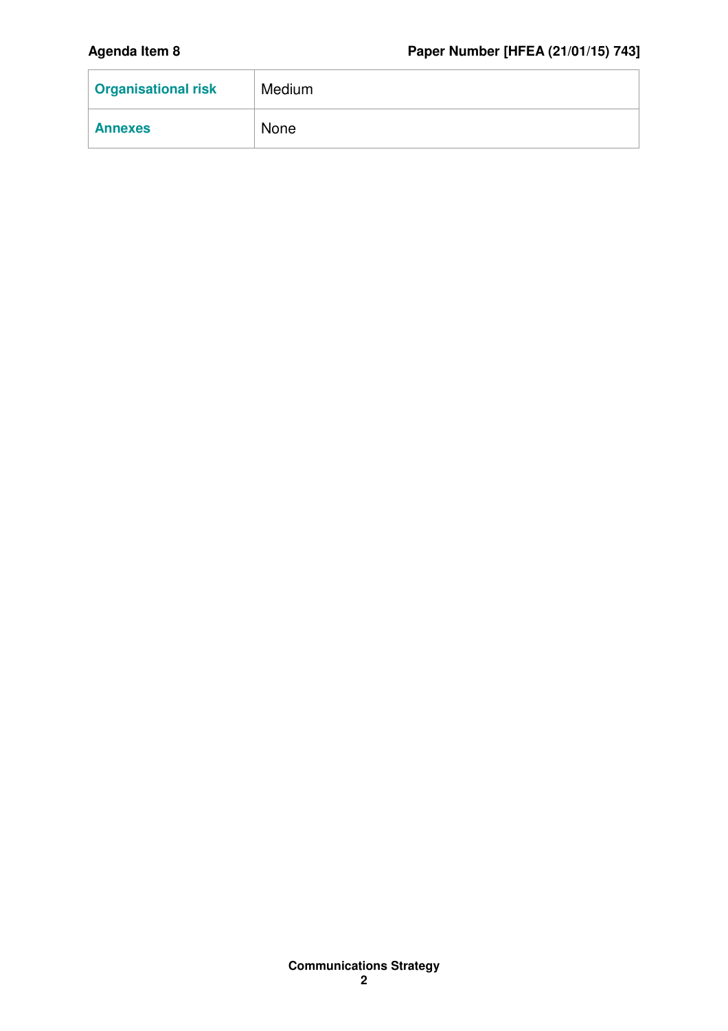| Organisational risk | Medium |
| --- | --- |
| Annexes | None |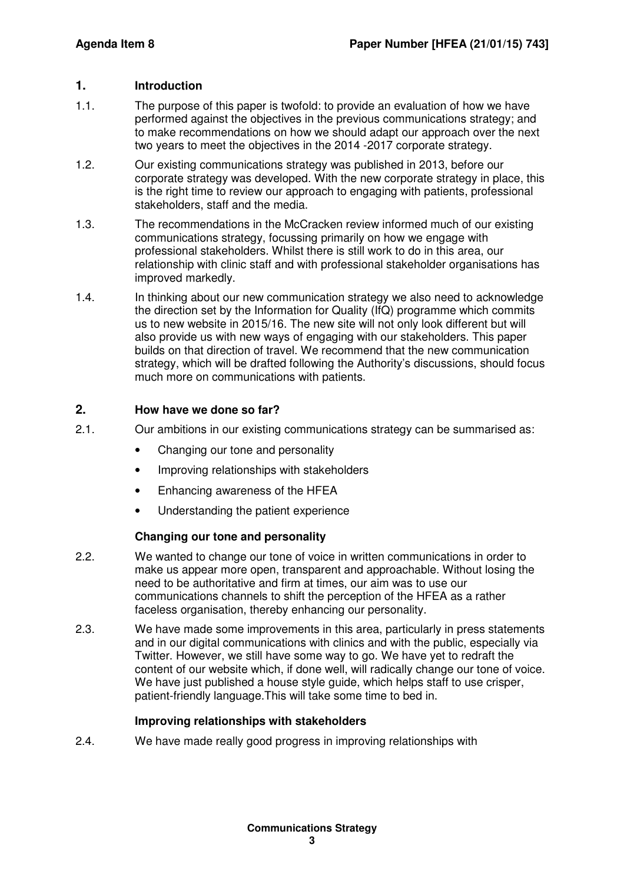## 1. Introduction

1.1. The purpose of this paper is twofold: to provide an evaluation of how we have performed against the objectives in the previous communications strategy; and to make recommendations on how we should adapt our approach over the next two years to meet the objectives in the 2014 -2017 corporate strategy.

1.2. Our existing communications strategy was published in 2013, before our corporate strategy was developed. With the new corporate strategy in place, this is the right time to review our approach to engaging with patients, professional stakeholders, staff and the media.

1.3. The recommendations in the McCracken review informed much of our existing communications strategy, focussing primarily on how we engage with professional stakeholders. Whilst there is still work to do in this area, our relationship with clinic staff and with professional stakeholder organisations has improved markedly.

1.4. In thinking about our new communication strategy we also need to acknowledge the direction set by the Information for Quality (IfQ) programme which commits us to new website in 2015/16. The new site will not only look different but will also provide us with new ways of engaging with our stakeholders. This paper builds on that direction of travel. We recommend that the new communication strategy, which will be drafted following the Authority's discussions, should focus much more on communications with patients.

## 2. How have we done so far?

2.1. Our ambitions in our existing communications strategy can be summarised as:

- Changing our tone and personality
- Improving relationships with stakeholders
- Enhancing awareness of the HFEA
- Understanding the patient experience

### Changing our tone and personality

2.2. We wanted to change our tone of voice in written communications in order to make us appear more open, transparent and approachable. Without losing the need to be authoritative and firm at times, our aim was to use our communications channels to shift the perception of the HFEA as a rather faceless organisation, thereby enhancing our personality.

2.3. We have made some improvements in this area, particularly in press statements and in our digital communications with clinics and with the public, especially via Twitter. However, we still have some way to go. We have yet to redraft the content of our website which, if done well, will radically change our tone of voice. We have just published a house style guide, which helps staff to use crisper, patient-friendly language.This will take some time to bed in.

### Improving relationships with stakeholders

2.4. We have made really good progress in improving relationships with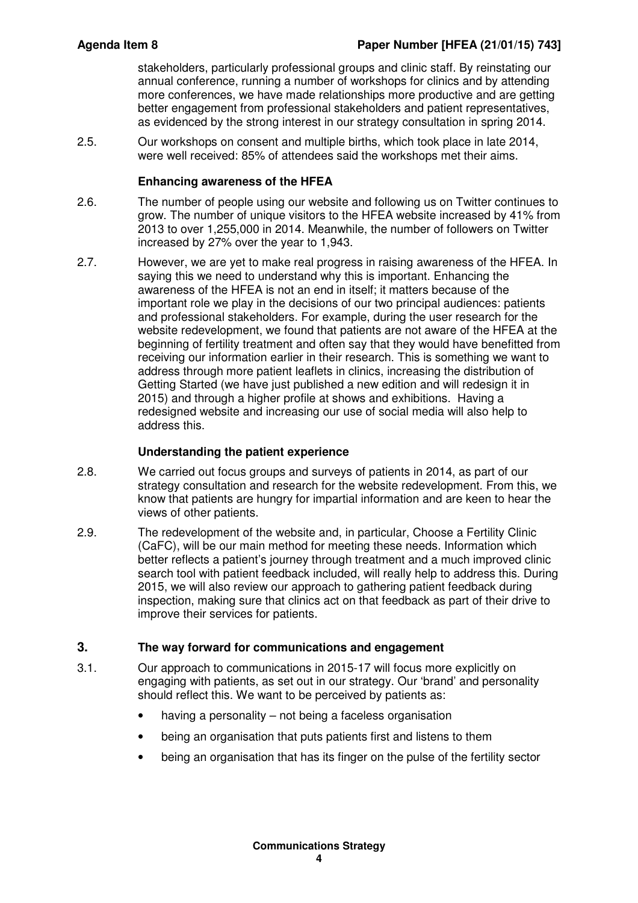stakeholders, particularly professional groups and clinic staff. By reinstating our annual conference, running a number of workshops for clinics and by attending more conferences, we have made relationships more productive and are getting better engagement from professional stakeholders and patient representatives, as evidenced by the strong interest in our strategy consultation in spring 2014.

2.5. Our workshops on consent and multiple births, which took place in late 2014, were well received: 85% of attendees said the workshops met their aims.

**Enhancing awareness of the HFEA**

2.6. The number of people using our website and following us on Twitter continues to grow. The number of unique visitors to the HFEA website increased by 41% from 2013 to over 1,255,000 in 2014. Meanwhile, the number of followers on Twitter increased by 27% over the year to 1,943.

2.7. However, we are yet to make real progress in raising awareness of the HFEA. In saying this we need to understand why this is important. Enhancing the awareness of the HFEA is not an end in itself; it matters because of the important role we play in the decisions of our two principal audiences: patients and professional stakeholders. For example, during the user research for the website redevelopment, we found that patients are not aware of the HFEA at the beginning of fertility treatment and often say that they would have benefitted from receiving our information earlier in their research. This is something we want to address through more patient leaflets in clinics, increasing the distribution of Getting Started (we have just published a new edition and will redesign it in 2015) and through a higher profile at shows and exhibitions. Having a redesigned website and increasing our use of social media will also help to address this.

**Understanding the patient experience**

2.8. We carried out focus groups and surveys of patients in 2014, as part of our strategy consultation and research for the website redevelopment. From this, we know that patients are hungry for impartial information and are keen to hear the views of other patients.

2.9. The redevelopment of the website and, in particular, Choose a Fertility Clinic (CaFC), will be our main method for meeting these needs. Information which better reflects a patient's journey through treatment and a much improved clinic search tool with patient feedback included, will really help to address this. During 2015, we will also review our approach to gathering patient feedback during inspection, making sure that clinics act on that feedback as part of their drive to improve their services for patients.

## 3. The way forward for communications and engagement

3.1. Our approach to communications in 2015-17 will focus more explicitly on engaging with patients, as set out in our strategy. Our 'brand' and personality should reflect this. We want to be perceived by patients as:

- having a personality – not being a faceless organisation
- being an organisation that puts patients first and listens to them
- being an organisation that has its finger on the pulse of the fertility sector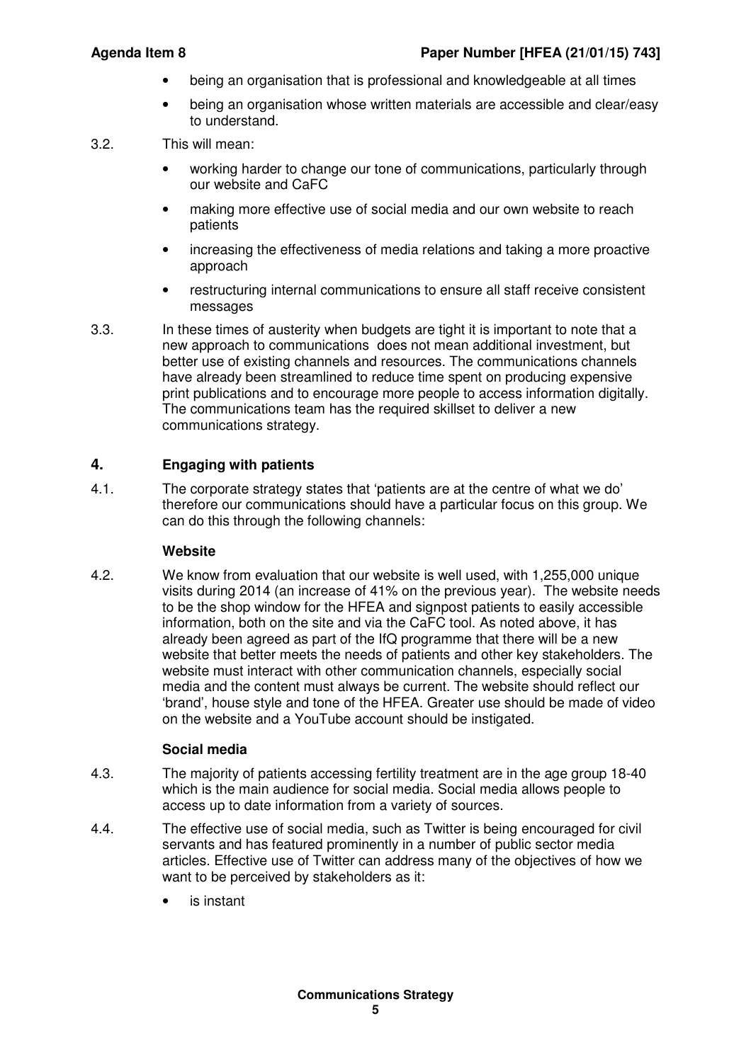- being an organisation that is professional and knowledgeable at all times
- being an organisation whose written materials are accessible and clear/easy to understand.

3.2. This will mean:

- working harder to change our tone of communications, particularly through our website and CaFC
- making more effective use of social media and our own website to reach patients
- increasing the effectiveness of media relations and taking a more proactive approach
- restructuring internal communications to ensure all staff receive consistent messages

3.3. In these times of austerity when budgets are tight it is important to note that a new approach to communications does not mean additional investment, but better use of existing channels and resources. The communications channels have already been streamlined to reduce time spent on producing expensive print publications and to encourage more people to access information digitally. The communications team has the required skillset to deliver a new communications strategy.

## 4. Engaging with patients

4.1. The corporate strategy states that 'patients are at the centre of what we do' therefore our communications should have a particular focus on this group. We can do this through the following channels:

**Website**

4.2. We know from evaluation that our website is well used, with 1,255,000 unique visits during 2014 (an increase of 41% on the previous year). The website needs to be the shop window for the HFEA and signpost patients to easily accessible information, both on the site and via the CaFC tool. As noted above, it has already been agreed as part of the IfQ programme that there will be a new website that better meets the needs of patients and other key stakeholders. The website must interact with other communication channels, especially social media and the content must always be current. The website should reflect our 'brand', house style and tone of the HFEA. Greater use should be made of video on the website and a YouTube account should be instigated.

**Social media**

4.3. The majority of patients accessing fertility treatment are in the age group 18-40 which is the main audience for social media. Social media allows people to access up to date information from a variety of sources.

4.4. The effective use of social media, such as Twitter is being encouraged for civil servants and has featured prominently in a number of public sector media articles. Effective use of Twitter can address many of the objectives of how we want to be perceived by stakeholders as it:

- is instant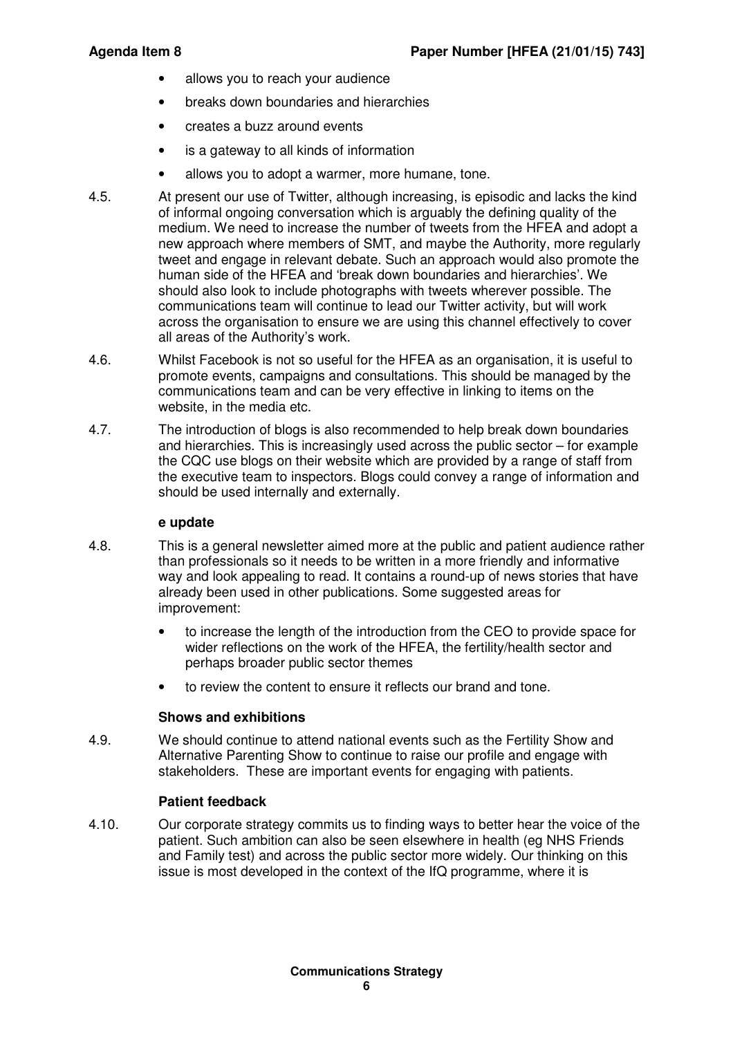- allows you to reach your audience
- breaks down boundaries and hierarchies
- creates a buzz around events
- is a gateway to all kinds of information
- allows you to adopt a warmer, more humane, tone.

4.5. At present our use of Twitter, although increasing, is episodic and lacks the kind of informal ongoing conversation which is arguably the defining quality of the medium. We need to increase the number of tweets from the HFEA and adopt a new approach where members of SMT, and maybe the Authority, more regularly tweet and engage in relevant debate. Such an approach would also promote the human side of the HFEA and 'break down boundaries and hierarchies'. We should also look to include photographs with tweets wherever possible. The communications team will continue to lead our Twitter activity, but will work across the organisation to ensure we are using this channel effectively to cover all areas of the Authority's work.

4.6. Whilst Facebook is not so useful for the HFEA as an organisation, it is useful to promote events, campaigns and consultations. This should be managed by the communications team and can be very effective in linking to items on the website, in the media etc.

4.7. The introduction of blogs is also recommended to help break down boundaries and hierarchies. This is increasingly used across the public sector – for example the CQC use blogs on their website which are provided by a range of staff from the executive team to inspectors. Blogs could convey a range of information and should be used internally and externally.

**e update**

4.8. This is a general newsletter aimed more at the public and patient audience rather than professionals so it needs to be written in a more friendly and informative way and look appealing to read. It contains a round-up of news stories that have already been used in other publications. Some suggested areas for improvement:

- to increase the length of the introduction from the CEO to provide space for wider reflections on the work of the HFEA, the fertility/health sector and perhaps broader public sector themes
- to review the content to ensure it reflects our brand and tone.

**Shows and exhibitions**

4.9. We should continue to attend national events such as the Fertility Show and Alternative Parenting Show to continue to raise our profile and engage with stakeholders. These are important events for engaging with patients.

**Patient feedback**

4.10. Our corporate strategy commits us to finding ways to better hear the voice of the patient. Such ambition can also be seen elsewhere in health (eg NHS Friends and Family test) and across the public sector more widely. Our thinking on this issue is most developed in the context of the IfQ programme, where it is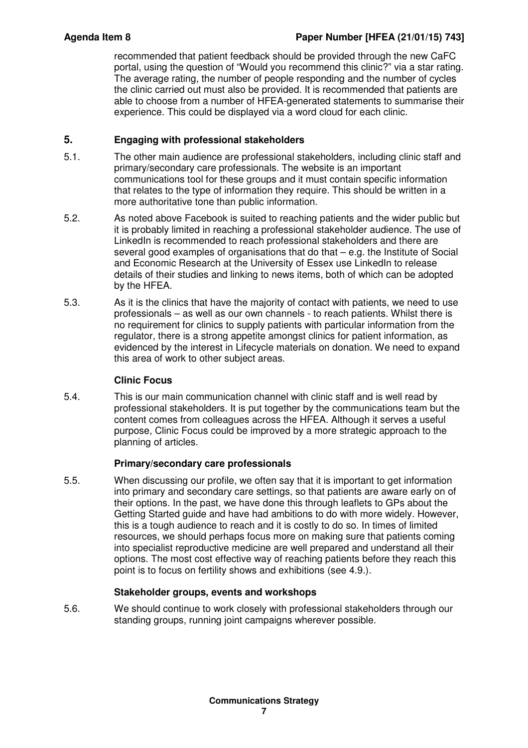recommended that patient feedback should be provided through the new CaFC portal, using the question of "Would you recommend this clinic?" via a star rating. The average rating, the number of people responding and the number of cycles the clinic carried out must also be provided. It is recommended that patients are able to choose from a number of HFEA-generated statements to summarise their experience. This could be displayed via a word cloud for each clinic.

## 5. Engaging with professional stakeholders

5.1. The other main audience are professional stakeholders, including clinic staff and primary/secondary care professionals. The website is an important communications tool for these groups and it must contain specific information that relates to the type of information they require. This should be written in a more authoritative tone than public information.

5.2. As noted above Facebook is suited to reaching patients and the wider public but it is probably limited in reaching a professional stakeholder audience. The use of LinkedIn is recommended to reach professional stakeholders and there are several good examples of organisations that do that – e.g. the Institute of Social and Economic Research at the University of Essex use LinkedIn to release details of their studies and linking to news items, both of which can be adopted by the HFEA.

5.3. As it is the clinics that have the majority of contact with patients, we need to use professionals – as well as our own channels - to reach patients. Whilst there is no requirement for clinics to supply patients with particular information from the regulator, there is a strong appetite amongst clinics for patient information, as evidenced by the interest in Lifecycle materials on donation. We need to expand this area of work to other subject areas.

### Clinic Focus

5.4. This is our main communication channel with clinic staff and is well read by professional stakeholders. It is put together by the communications team but the content comes from colleagues across the HFEA. Although it serves a useful purpose, Clinic Focus could be improved by a more strategic approach to the planning of articles.

### Primary/secondary care professionals

5.5. When discussing our profile, we often say that it is important to get information into primary and secondary care settings, so that patients are aware early on of their options. In the past, we have done this through leaflets to GPs about the Getting Started guide and have had ambitions to do with more widely. However, this is a tough audience to reach and it is costly to do so. In times of limited resources, we should perhaps focus more on making sure that patients coming into specialist reproductive medicine are well prepared and understand all their options. The most cost effective way of reaching patients before they reach this point is to focus on fertility shows and exhibitions (see 4.9.).

### Stakeholder groups, events and workshops

5.6. We should continue to work closely with professional stakeholders through our standing groups, running joint campaigns wherever possible.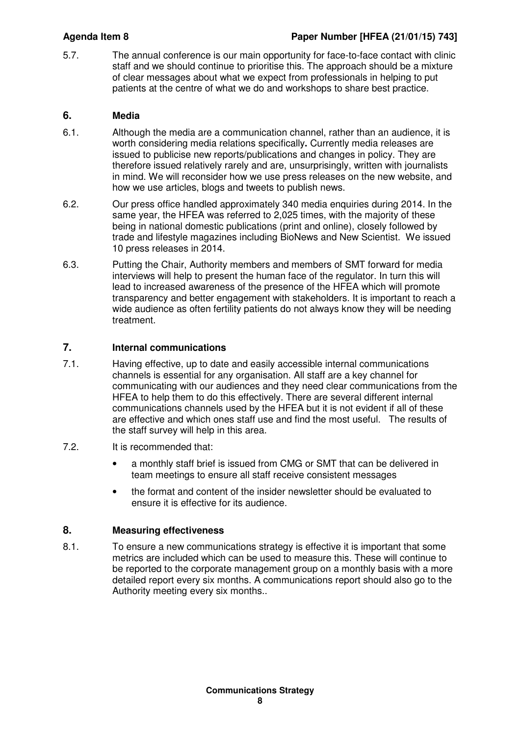5.7. The annual conference is our main opportunity for face-to-face contact with clinic staff and we should continue to prioritise this. The approach should be a mixture of clear messages about what we expect from professionals in helping to put patients at the centre of what we do and workshops to share best practice.

## 6. Media

6.1. Although the media are a communication channel, rather than an audience, it is worth considering media relations specifically**.** Currently media releases are issued to publicise new reports/publications and changes in policy. They are therefore issued relatively rarely and are, unsurprisingly, written with journalists in mind. We will reconsider how we use press releases on the new website, and how we use articles, blogs and tweets to publish news.

6.2. Our press office handled approximately 340 media enquiries during 2014. In the same year, the HFEA was referred to 2,025 times, with the majority of these being in national domestic publications (print and online), closely followed by trade and lifestyle magazines including BioNews and New Scientist. We issued 10 press releases in 2014.

6.3. Putting the Chair, Authority members and members of SMT forward for media interviews will help to present the human face of the regulator. In turn this will lead to increased awareness of the presence of the HFEA which will promote transparency and better engagement with stakeholders. It is important to reach a wide audience as often fertility patients do not always know they will be needing treatment.

## 7. Internal communications

7.1. Having effective, up to date and easily accessible internal communications channels is essential for any organisation. All staff are a key channel for communicating with our audiences and they need clear communications from the HFEA to help them to do this effectively. There are several different internal communications channels used by the HFEA but it is not evident if all of these are effective and which ones staff use and find the most useful. The results of the staff survey will help in this area.

7.2. It is recommended that:

- a monthly staff brief is issued from CMG or SMT that can be delivered in team meetings to ensure all staff receive consistent messages
- the format and content of the insider newsletter should be evaluated to ensure it is effective for its audience.

## 8. Measuring effectiveness

8.1. To ensure a new communications strategy is effective it is important that some metrics are included which can be used to measure this. These will continue to be reported to the corporate management group on a monthly basis with a more detailed report every six months. A communications report should also go to the Authority meeting every six months..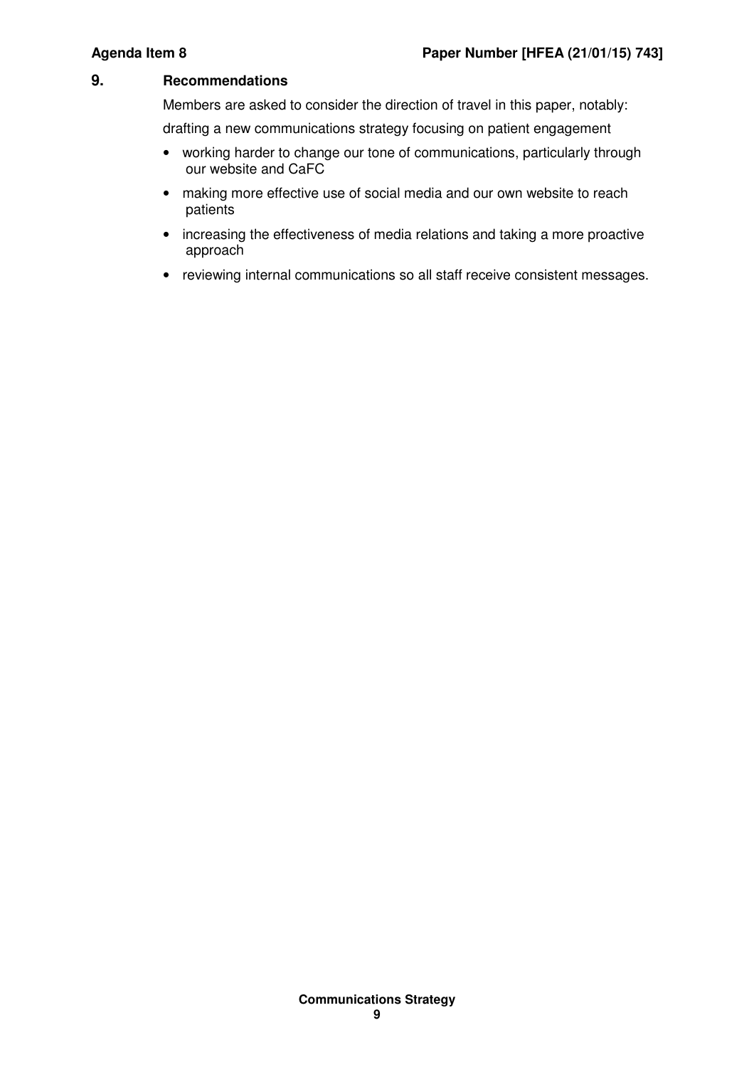## 9. Recommendations

Members are asked to consider the direction of travel in this paper, notably:

drafting a new communications strategy focusing on patient engagement

- working harder to change our tone of communications, particularly through our website and CaFC
- making more effective use of social media and our own website to reach patients
- increasing the effectiveness of media relations and taking a more proactive approach
- reviewing internal communications so all staff receive consistent messages.